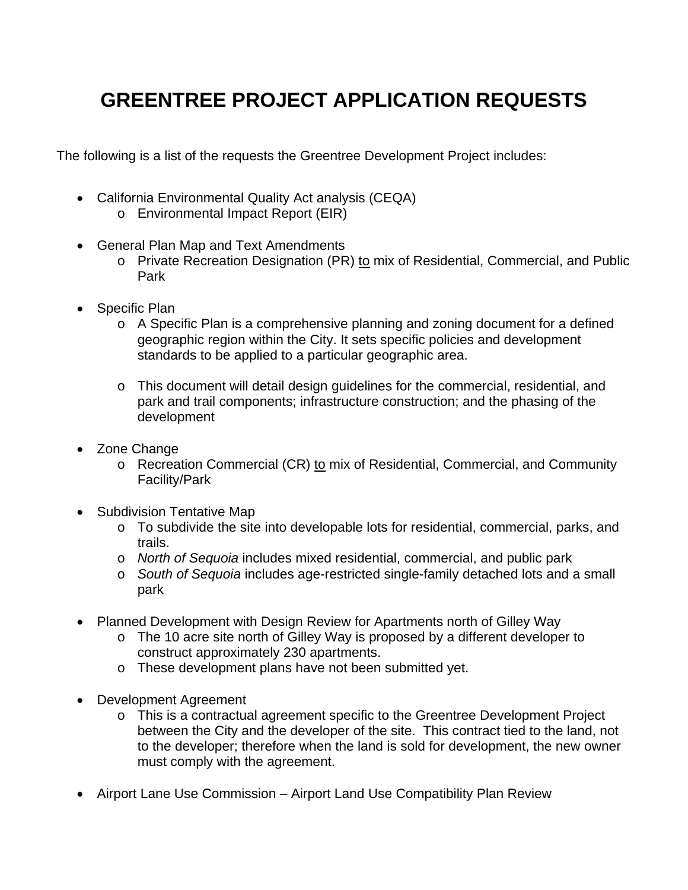# GREENTREE PROJECT APPLICATION REQUESTS

The following is a list of the requests the Greentree Development Project includes:

- California Environmental Quality Act analysis (CEQA)
  - Environmental Impact Report (EIR)

- General Plan Map and Text Amendments
  - Private Recreation Designation (PR) <u>to</u> mix of Residential, Commercial, and Public Park

- Specific Plan
  - A Specific Plan is a comprehensive planning and zoning document for a defined geographic region within the City. It sets specific policies and development standards to be applied to a particular geographic area.

  - This document will detail design guidelines for the commercial, residential, and park and trail components; infrastructure construction; and the phasing of the development

- Zone Change
  - Recreation Commercial (CR) <u>to</u> mix of Residential, Commercial, and Community Facility/Park

- Subdivision Tentative Map
  - To subdivide the site into developable lots for residential, commercial, parks, and trails.
  - *North of Sequoia* includes mixed residential, commercial, and public park
  - *South of Sequoia* includes age-restricted single-family detached lots and a small park

- Planned Development with Design Review for Apartments north of Gilley Way
  - The 10 acre site north of Gilley Way is proposed by a different developer to construct approximately 230 apartments.
  - These development plans have not been submitted yet.

- Development Agreement
  - This is a contractual agreement specific to the Greentree Development Project between the City and the developer of the site. This contract tied to the land, not to the developer; therefore when the land is sold for development, the new owner must comply with the agreement.

- Airport Lane Use Commission – Airport Land Use Compatibility Plan Review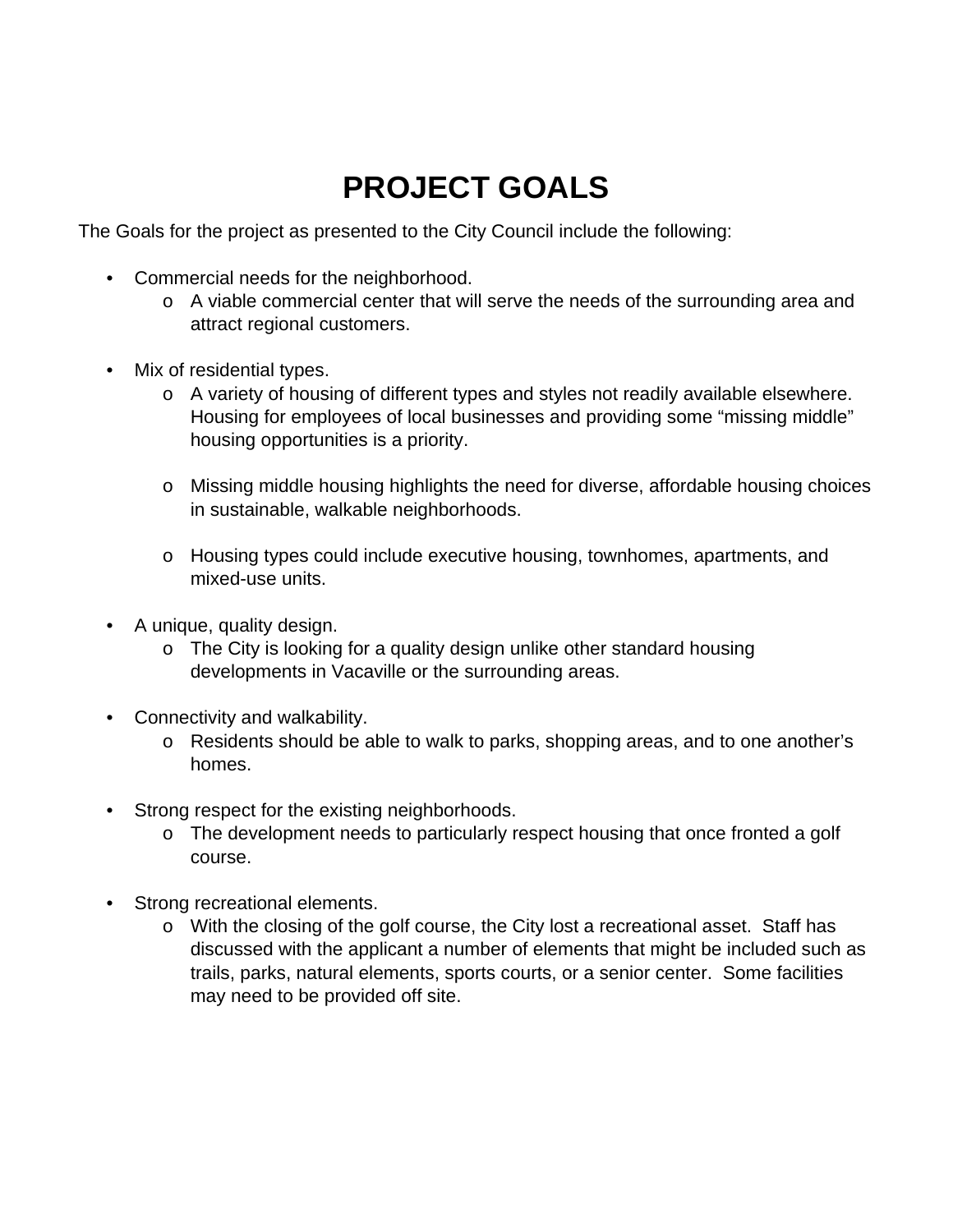# PROJECT GOALS

The Goals for the project as presented to the City Council include the following:

- Commercial needs for the neighborhood.
  - A viable commercial center that will serve the needs of the surrounding area and attract regional customers.

- Mix of residential types.
  - A variety of housing of different types and styles not readily available elsewhere. Housing for employees of local businesses and providing some "missing middle" housing opportunities is a priority.

  - Missing middle housing highlights the need for diverse, affordable housing choices in sustainable, walkable neighborhoods.

  - Housing types could include executive housing, townhomes, apartments, and mixed-use units.

- A unique, quality design.
  - The City is looking for a quality design unlike other standard housing developments in Vacaville or the surrounding areas.

- Connectivity and walkability.
  - Residents should be able to walk to parks, shopping areas, and to one another's homes.

- Strong respect for the existing neighborhoods.
  - The development needs to particularly respect housing that once fronted a golf course.

- Strong recreational elements.
  - With the closing of the golf course, the City lost a recreational asset. Staff has discussed with the applicant a number of elements that might be included such as trails, parks, natural elements, sports courts, or a senior center. Some facilities may need to be provided off site.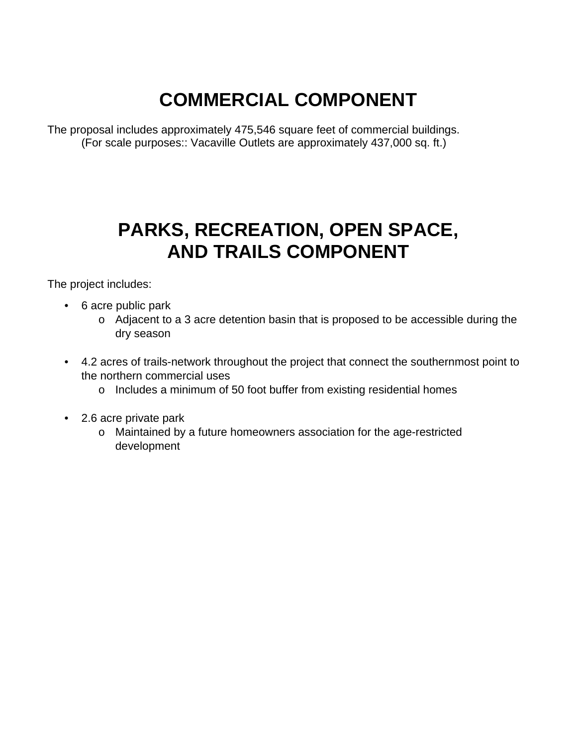# COMMERCIAL COMPONENT

The proposal includes approximately 475,546 square feet of commercial buildings.
(For scale purposes:: Vacaville Outlets are approximately 437,000 sq. ft.)

# PARKS, RECREATION, OPEN SPACE, AND TRAILS COMPONENT

The project includes:

- 6 acre public park
  - Adjacent to a 3 acre detention basin that is proposed to be accessible during the dry season

- 4.2 acres of trails-network throughout the project that connect the southernmost point to the northern commercial uses
  - Includes a minimum of 50 foot buffer from existing residential homes

- 2.6 acre private park
  - Maintained by a future homeowners association for the age-restricted development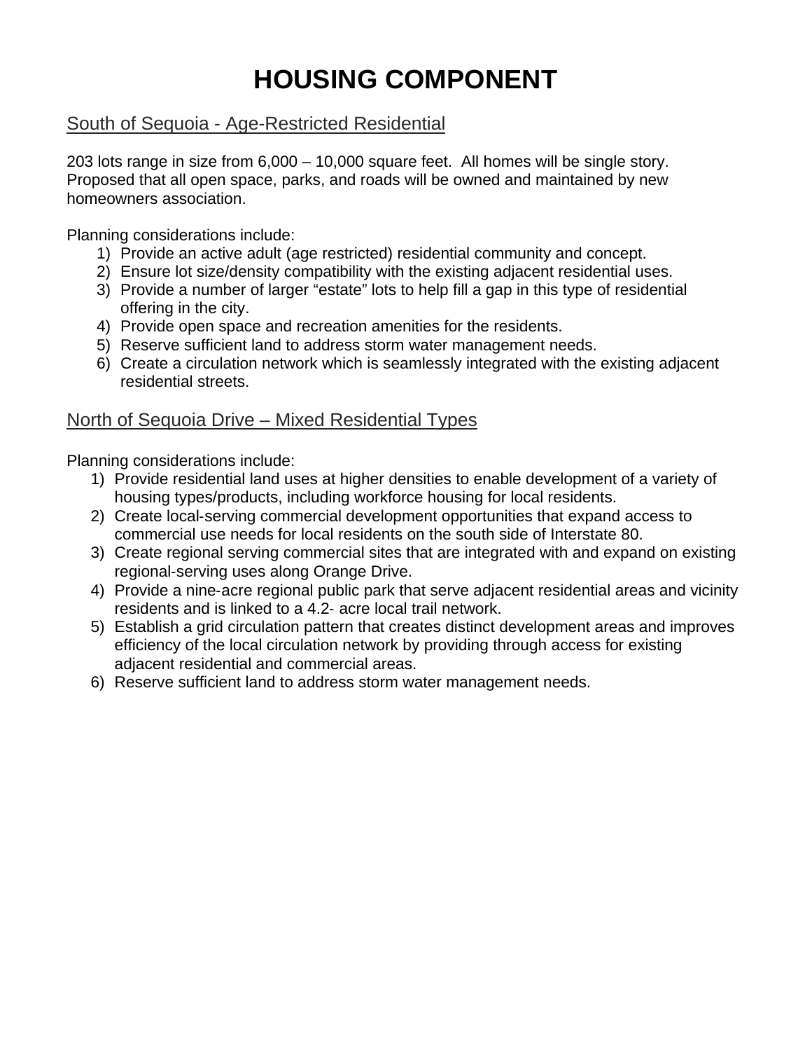# HOUSING COMPONENT

## South of Sequoia - Age-Restricted Residential

203 lots range in size from 6,000 – 10,000 square feet. All homes will be single story. Proposed that all open space, parks, and roads will be owned and maintained by new homeowners association.

Planning considerations include:

1) Provide an active adult (age restricted) residential community and concept.
2) Ensure lot size/density compatibility with the existing adjacent residential uses.
3) Provide a number of larger "estate" lots to help fill a gap in this type of residential offering in the city.
4) Provide open space and recreation amenities for the residents.
5) Reserve sufficient land to address storm water management needs.
6) Create a circulation network which is seamlessly integrated with the existing adjacent residential streets.

## North of Sequoia Drive – Mixed Residential Types

Planning considerations include:

1) Provide residential land uses at higher densities to enable development of a variety of housing types/products, including workforce housing for local residents.
2) Create local-serving commercial development opportunities that expand access to commercial use needs for local residents on the south side of Interstate 80.
3) Create regional serving commercial sites that are integrated with and expand on existing regional-serving uses along Orange Drive.
4) Provide a nine-acre regional public park that serve adjacent residential areas and vicinity residents and is linked to a 4.2- acre local trail network.
5) Establish a grid circulation pattern that creates distinct development areas and improves efficiency of the local circulation network by providing through access for existing adjacent residential and commercial areas.
6) Reserve sufficient land to address storm water management needs.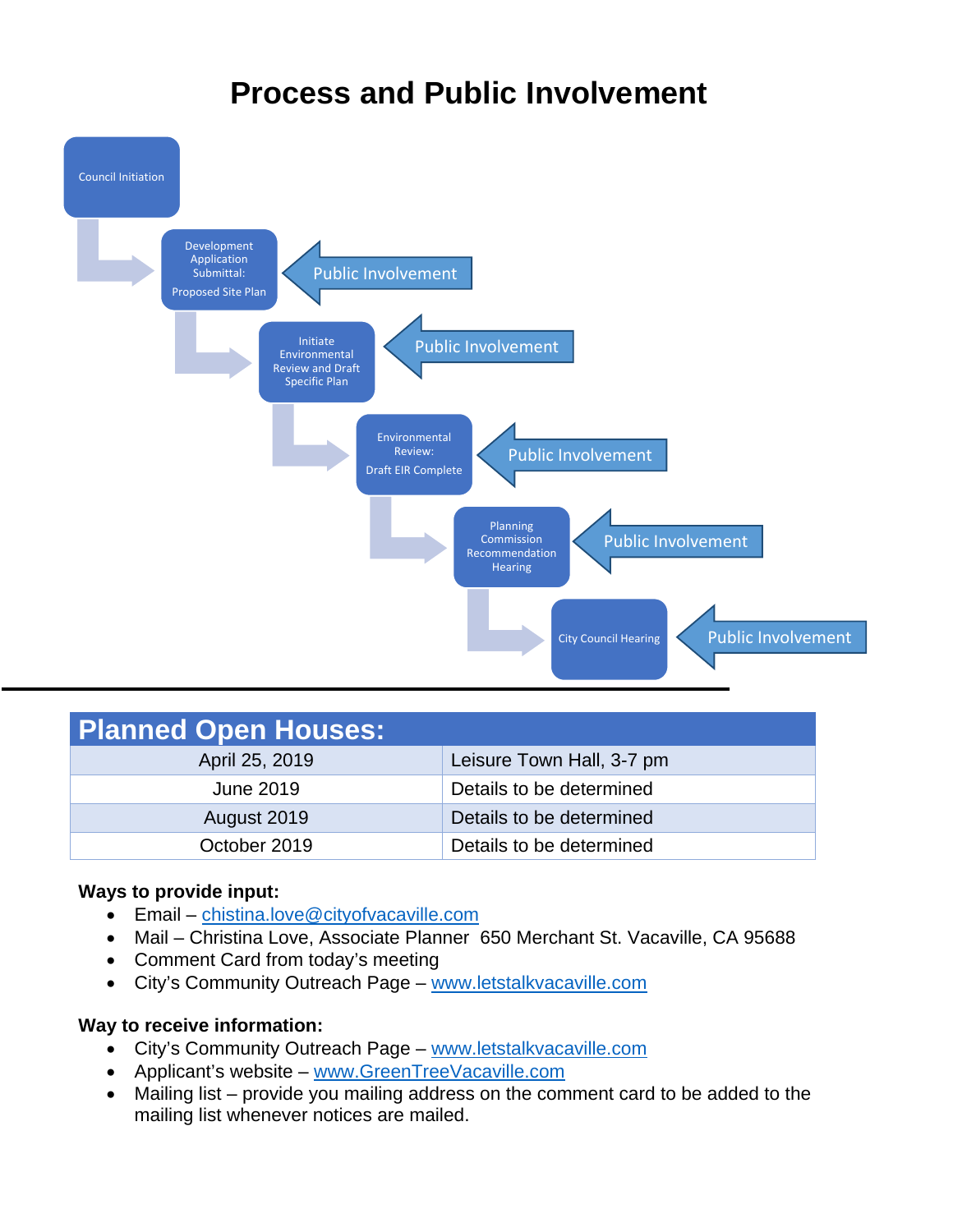# Process and Public Involvement

Council Initiation

Development Application Submittal: Proposed Site Plan — Public Involvement

Initiate Environmental Review and Draft Specific Plan — Public Involvement

Environmental Review: Draft EIR Complete — Public Involvement

Planning Commission Recommendation Hearing — Public Involvement

City Council Hearing — Public Involvement

---

| Planned Open Houses: | |
|---|---|
| April 25, 2019 | Leisure Town Hall, 3-7 pm |
| June 2019 | Details to be determined |
| August 2019 | Details to be determined |
| October 2019 | Details to be determined |

**Ways to provide input:**

- Email – chistina.love@cityofvacaville.com
- Mail – Christina Love, Associate Planner 650 Merchant St. Vacaville, CA 95688
- Comment Card from today's meeting
- City's Community Outreach Page – www.letstalkvacaville.com

**Way to receive information:**

- City's Community Outreach Page – www.letstalkvacaville.com
- Applicant's website – www.GreenTreeVacaville.com
- Mailing list – provide you mailing address on the comment card to be added to the mailing list whenever notices are mailed.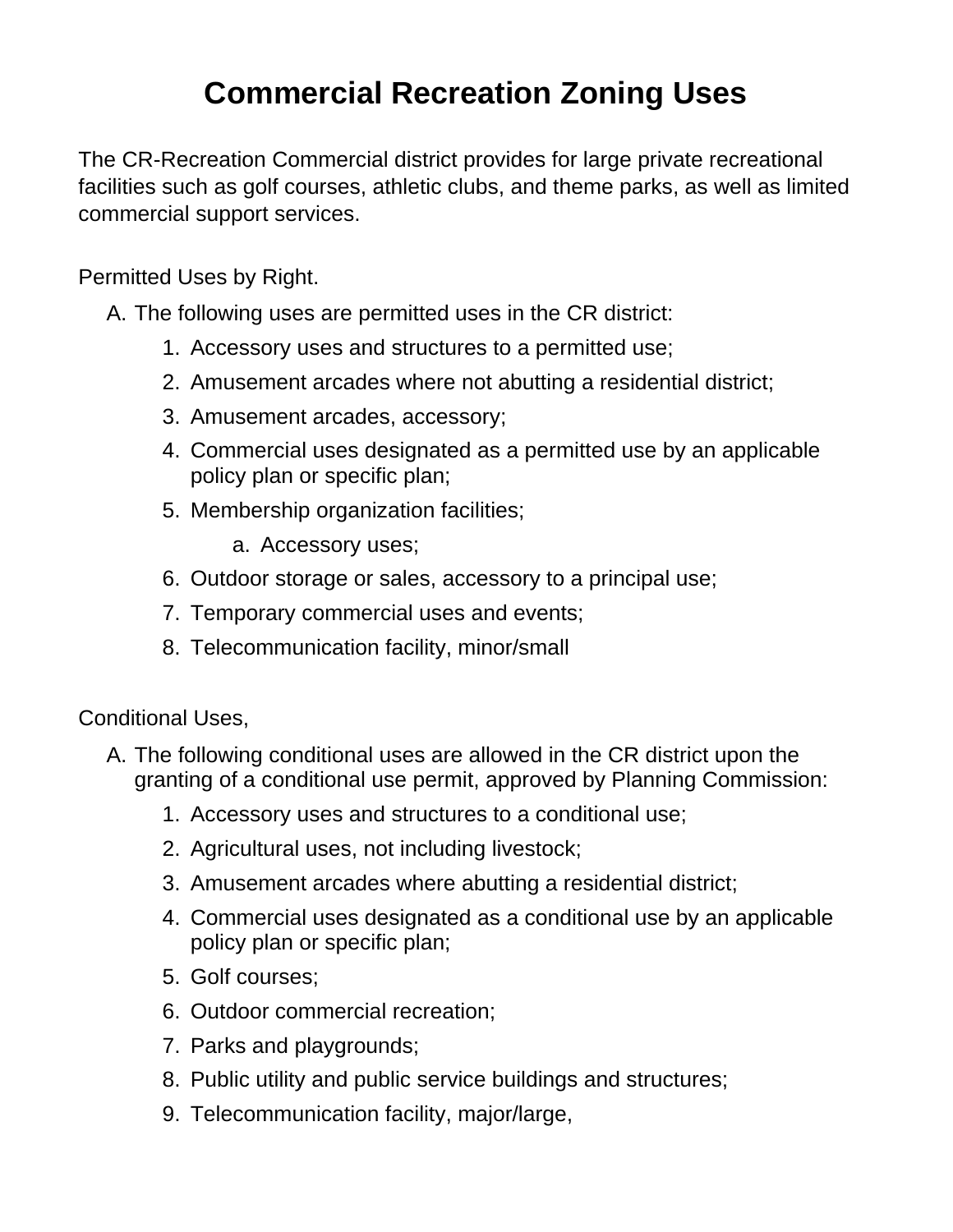# Commercial Recreation Zoning Uses

The CR-Recreation Commercial district provides for large private recreational facilities such as golf courses, athletic clubs, and theme parks, as well as limited commercial support services.

Permitted Uses by Right.

A. The following uses are permitted uses in the CR district:
    1. Accessory uses and structures to a permitted use;
    2. Amusement arcades where not abutting a residential district;
    3. Amusement arcades, accessory;
    4. Commercial uses designated as a permitted use by an applicable policy plan or specific plan;
    5. Membership organization facilities;
        a. Accessory uses;
    6. Outdoor storage or sales, accessory to a principal use;
    7. Temporary commercial uses and events;
    8. Telecommunication facility, minor/small

Conditional Uses,

A. The following conditional uses are allowed in the CR district upon the granting of a conditional use permit, approved by Planning Commission:
    1. Accessory uses and structures to a conditional use;
    2. Agricultural uses, not including livestock;
    3. Amusement arcades where abutting a residential district;
    4. Commercial uses designated as a conditional use by an applicable policy plan or specific plan;
    5. Golf courses;
    6. Outdoor commercial recreation;
    7. Parks and playgrounds;
    8. Public utility and public service buildings and structures;
    9. Telecommunication facility, major/large,